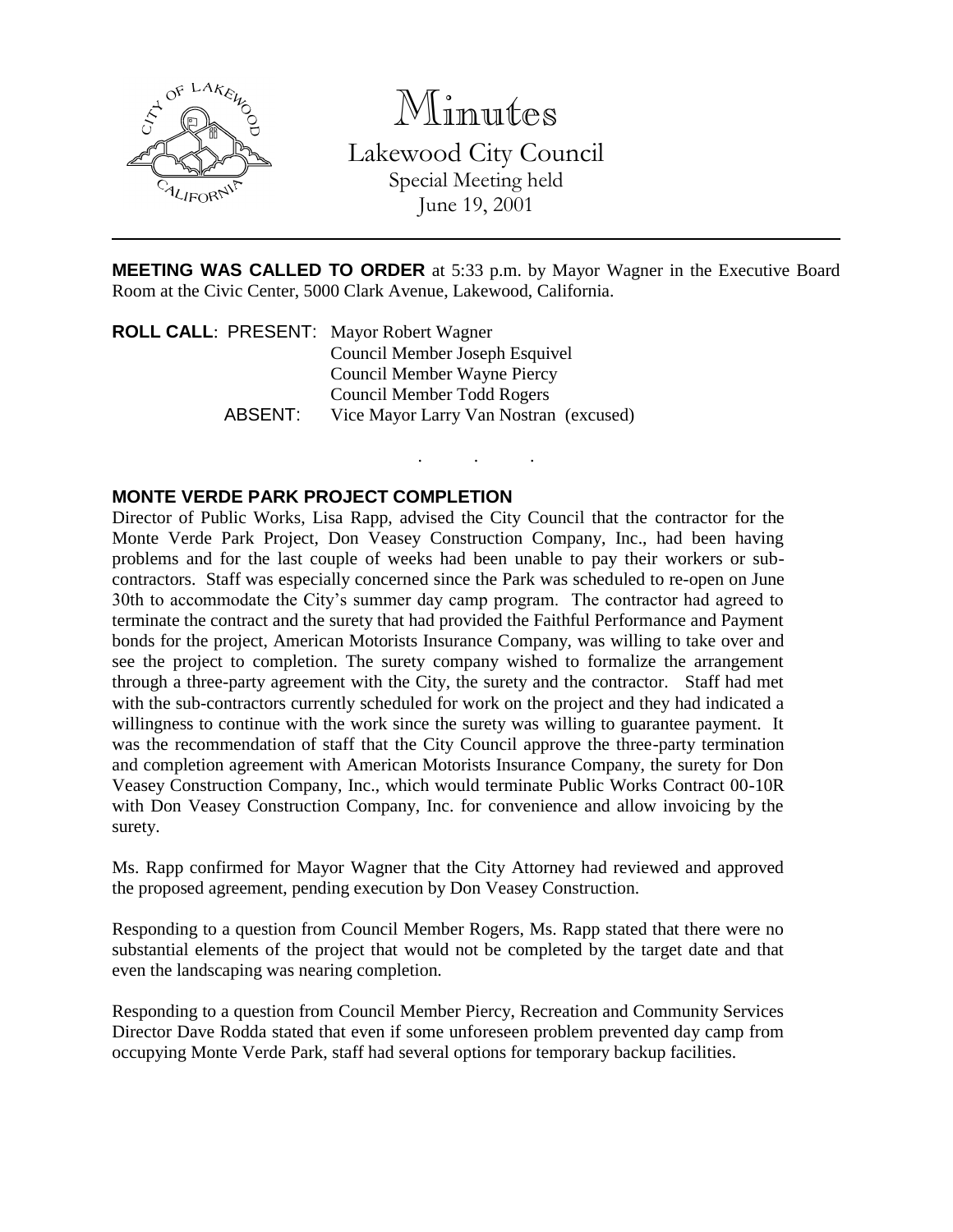# Minutes

Lakewood City Council
Special Meeting held
June 19, 2001

---

**MEETING WAS CALLED TO ORDER** at 5:33 p.m. by Mayor Wagner in the Executive Board Room at the Civic Center, 5000 Clark Avenue, Lakewood, California.

**ROLL CALL**: PRESENT: Mayor Robert Wagner
Council Member Joseph Esquivel
Council Member Wayne Piercy
Council Member Todd Rogers

ABSENT: Vice Mayor Larry Van Nostran (excused)

. . .

**MONTE VERDE PARK PROJECT COMPLETION**

Director of Public Works, Lisa Rapp, advised the City Council that the contractor for the Monte Verde Park Project, Don Veasey Construction Company, Inc., had been having problems and for the last couple of weeks had been unable to pay their workers or sub-contractors. Staff was especially concerned since the Park was scheduled to re-open on June 30th to accommodate the City's summer day camp program. The contractor had agreed to terminate the contract and the surety that had provided the Faithful Performance and Payment bonds for the project, American Motorists Insurance Company, was willing to take over and see the project to completion. The surety company wished to formalize the arrangement through a three-party agreement with the City, the surety and the contractor. Staff had met with the sub-contractors currently scheduled for work on the project and they had indicated a willingness to continue with the work since the surety was willing to guarantee payment. It was the recommendation of staff that the City Council approve the three-party termination and completion agreement with American Motorists Insurance Company, the surety for Don Veasey Construction Company, Inc., which would terminate Public Works Contract 00-10R with Don Veasey Construction Company, Inc. for convenience and allow invoicing by the surety.

Ms. Rapp confirmed for Mayor Wagner that the City Attorney had reviewed and approved the proposed agreement, pending execution by Don Veasey Construction.

Responding to a question from Council Member Rogers, Ms. Rapp stated that there were no substantial elements of the project that would not be completed by the target date and that even the landscaping was nearing completion.

Responding to a question from Council Member Piercy, Recreation and Community Services Director Dave Rodda stated that even if some unforeseen problem prevented day camp from occupying Monte Verde Park, staff had several options for temporary backup facilities.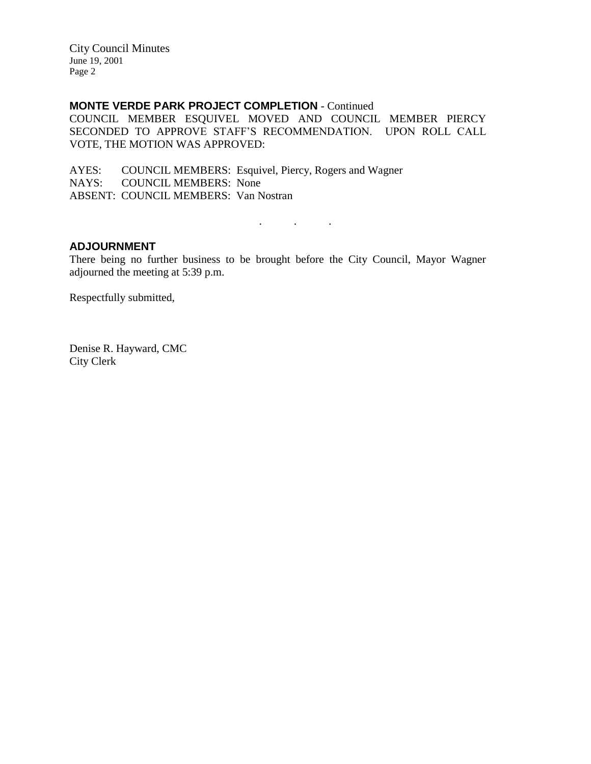**MONTE VERDE PARK PROJECT COMPLETION** - Continued

COUNCIL MEMBER ESQUIVEL MOVED AND COUNCIL MEMBER PIERCY SECONDED TO APPROVE STAFF'S RECOMMENDATION. UPON ROLL CALL VOTE, THE MOTION WAS APPROVED:

AYES: COUNCIL MEMBERS: Esquivel, Piercy, Rogers and Wagner
NAYS: COUNCIL MEMBERS: None
ABSENT: COUNCIL MEMBERS: Van Nostran

. . .

**ADJOURNMENT**

There being no further business to be brought before the City Council, Mayor Wagner adjourned the meeting at 5:39 p.m.

Respectfully submitted,

Denise R. Hayward, CMC
City Clerk